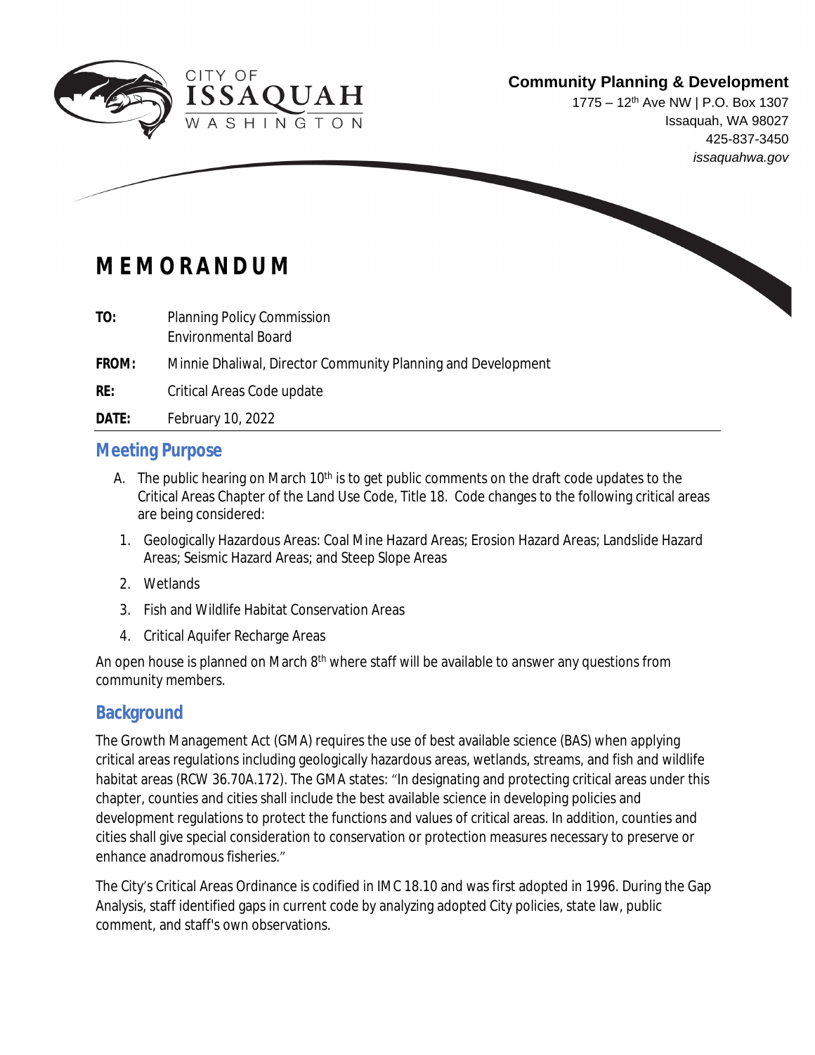CITY OF ISSAQUAH WASHINGTON

**Community Planning & Development**
1775 – 12th Ave NW | P.O. Box 1307
Issaquah, WA 98027
425-837-3450
*issaquahwa.gov*

# MEMORANDUM

**TO:** Planning Policy Commission
Environmental Board

**FROM:** Minnie Dhaliwal, Director Community Planning and Development

**RE:** Critical Areas Code update

**DATE:** February 10, 2022

## Meeting Purpose

A. The public hearing on March 10th is to get public comments on the draft code updates to the Critical Areas Chapter of the Land Use Code, Title 18. Code changes to the following critical areas are being considered:

1. Geologically Hazardous Areas: Coal Mine Hazard Areas; Erosion Hazard Areas; Landslide Hazard Areas; Seismic Hazard Areas; and Steep Slope Areas
2. Wetlands
3. Fish and Wildlife Habitat Conservation Areas
4. Critical Aquifer Recharge Areas

An open house is planned on March 8th where staff will be available to answer any questions from community members.

## Background

The Growth Management Act (GMA) requires the use of best available science (BAS) when applying critical areas regulations including geologically hazardous areas, wetlands, streams, and fish and wildlife habitat areas (RCW 36.70A.172). The GMA states: "In designating and protecting critical areas under this chapter, counties and cities shall include the best available science in developing policies and development regulations to protect the functions and values of critical areas. In addition, counties and cities shall give special consideration to conservation or protection measures necessary to preserve or enhance anadromous fisheries."

The City's Critical Areas Ordinance is codified in IMC 18.10 and was first adopted in 1996. During the Gap Analysis, staff identified gaps in current code by analyzing adopted City policies, state law, public comment, and staff's own observations.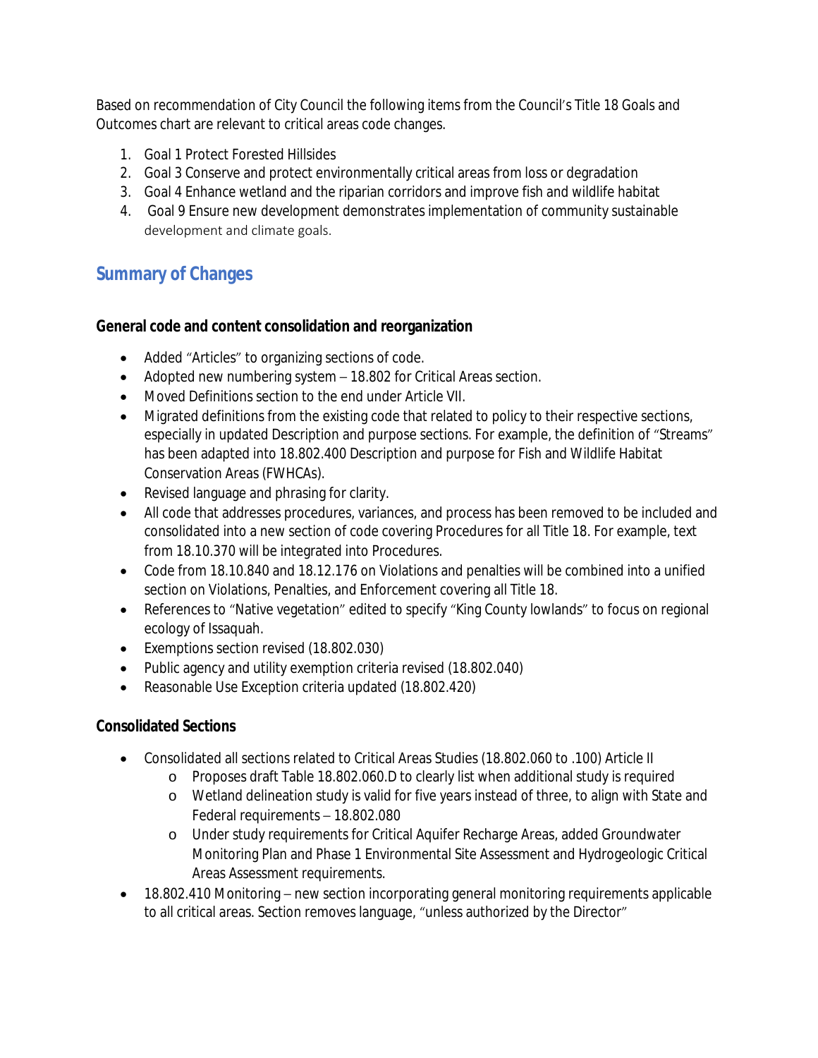Based on recommendation of City Council the following items from the Council's Title 18 Goals and Outcomes chart are relevant to critical areas code changes.

1. Goal 1 Protect Forested Hillsides
2. Goal 3 Conserve and protect environmentally critical areas from loss or degradation
3. Goal 4 Enhance wetland and the riparian corridors and improve fish and wildlife habitat
4. Goal 9 Ensure new development demonstrates implementation of community sustainable development and climate goals.

## Summary of Changes

**General code and content consolidation and reorganization**

- Added "Articles" to organizing sections of code.
- Adopted new numbering system – 18.802 for Critical Areas section.
- Moved Definitions section to the end under Article VII.
- Migrated definitions from the existing code that related to policy to their respective sections, especially in updated Description and purpose sections. For example, the definition of "Streams" has been adapted into 18.802.400 Description and purpose for Fish and Wildlife Habitat Conservation Areas (FWHCAs).
- Revised language and phrasing for clarity.
- All code that addresses procedures, variances, and process has been removed to be included and consolidated into a new section of code covering Procedures for all Title 18. For example, text from 18.10.370 will be integrated into Procedures.
- Code from 18.10.840 and 18.12.176 on Violations and penalties will be combined into a unified section on Violations, Penalties, and Enforcement covering all Title 18.
- References to "Native vegetation" edited to specify "King County lowlands" to focus on regional ecology of Issaquah.
- Exemptions section revised (18.802.030)
- Public agency and utility exemption criteria revised (18.802.040)
- Reasonable Use Exception criteria updated (18.802.420)

**Consolidated Sections**

- Consolidated all sections related to Critical Areas Studies (18.802.060 to .100) Article II
  - Proposes draft Table 18.802.060.D to clearly list when additional study is required
  - Wetland delineation study is valid for five years instead of three, to align with State and Federal requirements – 18.802.080
  - Under study requirements for Critical Aquifer Recharge Areas, added Groundwater Monitoring Plan and Phase 1 Environmental Site Assessment and Hydrogeologic Critical Areas Assessment requirements.
- 18.802.410 Monitoring – new section incorporating general monitoring requirements applicable to all critical areas. Section removes language, "unless authorized by the Director"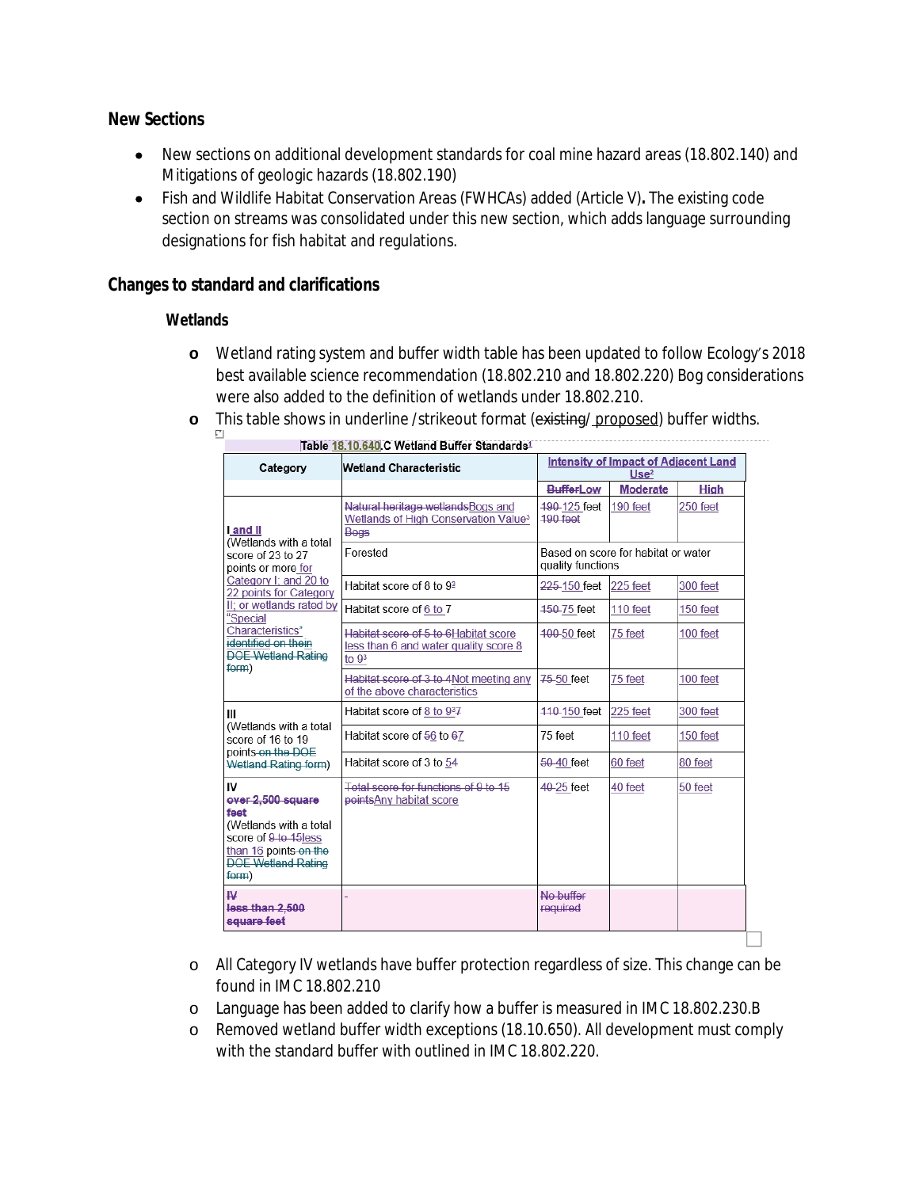## New Sections

- New sections on additional development standards for coal mine hazard areas (18.802.140) and Mitigations of geologic hazards (18.802.190)
- Fish and Wildlife Habitat Conservation Areas (FWHCAs) added (Article V)**.** The existing code section on streams was consolidated under this new section, which adds language surrounding designations for fish habitat and regulations.

## Changes to standard and clarifications

### Wetlands

- Wetland rating system and buffer width table has been updated to follow Ecology's 2018 best available science recommendation (18.802.210 and 18.802.220) Bog considerations were also added to the definition of wetlands under 18.802.210.
- This table shows in underline /strikeout format (~~existing~~/ <u>proposed</u>) buffer widths.

Table 18.10.640.C Wetland Buffer Standards[1]

| Category | Wetland Characteristic | Intensity of Impact of Adjacent Land Use[2] | | |
|---|---|---|---|---|
| | | ~~Buffer~~Low | Moderate | High |
| I and II (Wetlands with a total score of 23 to 27 points or more for Category I; and 20 to 22 points for Category II; or wetlands rated by "Special Characteristics" ~~identified on their DOE Wetland Rating form~~) | ~~Natural heritage wetlands~~Bogs and Wetlands of High Conservation Value[3] ~~Bogs~~ | ~~190~~ 125 feet ~~190 feet~~ | 190 feet | 250 feet |
| | Forested | Based on score for habitat or water quality functions | | |
| | Habitat score of 8 to 9[3] | ~~225~~ 150 feet | 225 feet | 300 feet |
| | Habitat score of 6 to 7 | ~~150~~ 75 feet | 110 feet | 150 feet |
| | ~~Habitat score of 5 to 6~~Habitat score less than 6 and water quality score 8 to 9[3] | ~~100~~ 50 feet | 75 feet | 100 feet |
| | ~~Habitat score of 3 to 4~~Not meeting any of the above characteristics | ~~75~~ 50 feet | 75 feet | 100 feet |
| III (Wetlands with a total score of 16 to 19 points ~~on the DOE Wetland Rating form~~) | Habitat score of 8 to 9~~7~~ | ~~110~~ 150 feet | 225 feet | 300 feet |
| | Habitat score of ~~5~~6 to ~~6~~7 | 75 feet | 110 feet | 150 feet |
| | Habitat score of 3 to ~~5~~4 | ~~50~~ 40 feet | 60 feet | 80 feet |
| IV ~~over 2,500 square feet~~ (Wetlands with a total score of ~~9 to 15~~less than 16 points ~~on the DOE Wetland Rating form~~) | ~~Total score for functions of 9 to 15 points~~Any habitat score | ~~40~~ 25 feet | 40 feet | 50 feet |
| ~~IV less than 2,500 square feet~~ | - | ~~No buffer required~~ | | |

- All Category IV wetlands have buffer protection regardless of size. This change can be found in IMC 18.802.210
- Language has been added to clarify how a buffer is measured in IMC 18.802.230.B
- Removed wetland buffer width exceptions (18.10.650). All development must comply with the standard buffer with outlined in IMC 18.802.220.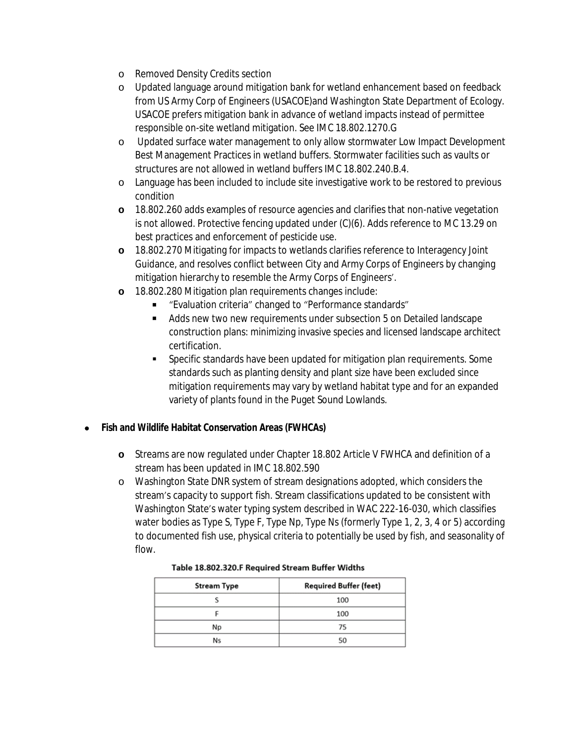- Removed Density Credits section
- Updated language around mitigation bank for wetland enhancement based on feedback from US Army Corp of Engineers (USACOE)and Washington State Department of Ecology. USACOE prefers mitigation bank in advance of wetland impacts instead of permittee responsible on-site wetland mitigation. See IMC 18.802.1270.G
- Updated surface water management to only allow stormwater Low Impact Development Best Management Practices in wetland buffers. Stormwater facilities such as vaults or structures are not allowed in wetland buffers IMC 18.802.240.B.4.
- Language has been included to include site investigative work to be restored to previous condition
- 18.802.260 adds examples of resource agencies and clarifies that non-native vegetation is not allowed. Protective fencing updated under (C)(6). Adds reference to MC 13.29 on best practices and enforcement of pesticide use.
- 18.802.270 Mitigating for impacts to wetlands clarifies reference to Interagency Joint Guidance, and resolves conflict between City and Army Corps of Engineers by changing mitigation hierarchy to resemble the Army Corps of Engineers'.
- 18.802.280 Mitigation plan requirements changes include:
  - "Evaluation criteria" changed to "Performance standards"
  - Adds new two new requirements under subsection 5 on Detailed landscape construction plans: minimizing invasive species and licensed landscape architect certification.
  - Specific standards have been updated for mitigation plan requirements. Some standards such as planting density and plant size have been excluded since mitigation requirements may vary by wetland habitat type and for an expanded variety of plants found in the Puget Sound Lowlands.

- **Fish and Wildlife Habitat Conservation Areas (FWHCAs)**
  - Streams are now regulated under Chapter 18.802 Article V FWHCA and definition of a stream has been updated in IMC 18.802.590
  - Washington State DNR system of stream designations adopted, which considers the stream's capacity to support fish. Stream classifications updated to be consistent with Washington State's water typing system described in WAC 222-16-030, which classifies water bodies as Type S, Type F, Type Np, Type Ns (formerly Type 1, 2, 3, 4 or 5) according to documented fish use, physical criteria to potentially be used by fish, and seasonality of flow.

**Table 18.802.320.F Required Stream Buffer Widths**

| Stream Type | Required Buffer (feet) |
|---|---|
| S | 100 |
| F | 100 |
| Np | 75 |
| Ns | 50 |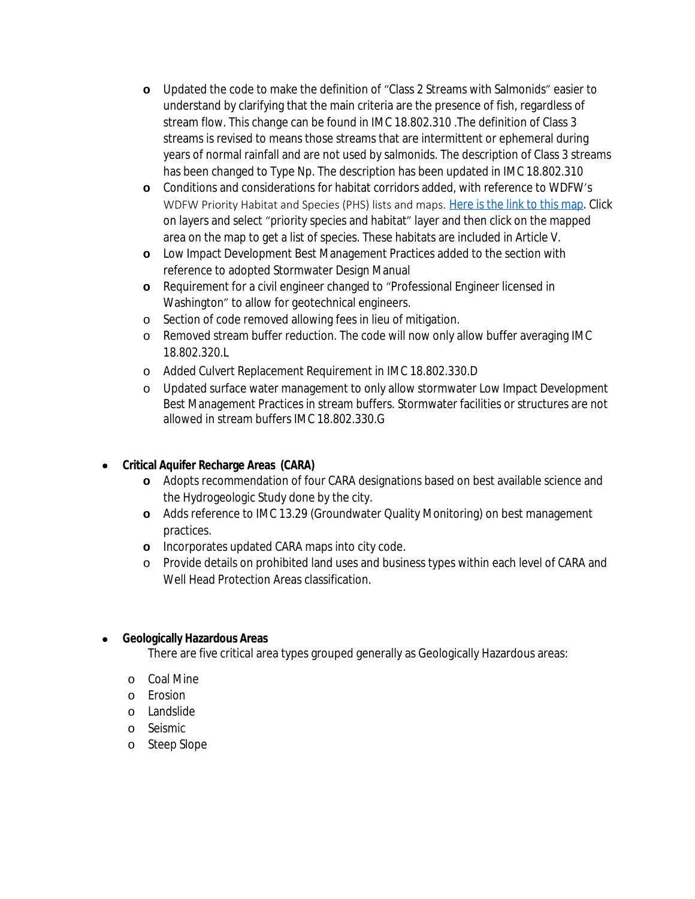- Updated the code to make the definition of "Class 2 Streams with Salmonids" easier to understand by clarifying that the main criteria are the presence of fish, regardless of stream flow. This change can be found in IMC 18.802.310 .The definition of Class 3 streams is revised to means those streams that are intermittent or ephemeral during years of normal rainfall and are not used by salmonids. The description of Class 3 streams has been changed to Type Np. The description has been updated in IMC 18.802.310
  - Conditions and considerations for habitat corridors added, with reference to WDFW's WDFW Priority Habitat and Species (PHS) lists and maps. Here is the link to this map. Click on layers and select "priority species and habitat" layer and then click on the mapped area on the map to get a list of species. These habitats are included in Article V.
  - Low Impact Development Best Management Practices added to the section with reference to adopted Stormwater Design Manual
  - Requirement for a civil engineer changed to "Professional Engineer licensed in Washington" to allow for geotechnical engineers.
  - Section of code removed allowing fees in lieu of mitigation.
  - Removed stream buffer reduction. The code will now only allow buffer averaging IMC 18.802.320.L
  - Added Culvert Replacement Requirement in IMC 18.802.330.D
  - Updated surface water management to only allow stormwater Low Impact Development Best Management Practices in stream buffers. Stormwater facilities or structures are not allowed in stream buffers IMC 18.802.330.G

- **Critical Aquifer Recharge Areas (CARA)**
  - Adopts recommendation of four CARA designations based on best available science and the Hydrogeologic Study done by the city.
  - Adds reference to IMC 13.29 (Groundwater Quality Monitoring) on best management practices.
  - Incorporates updated CARA maps into city code.
  - Provide details on prohibited land uses and business types within each level of CARA and Well Head Protection Areas classification.

- **Geologically Hazardous Areas**

  There are five critical area types grouped generally as Geologically Hazardous areas:

  - Coal Mine
  - Erosion
  - Landslide
  - Seismic
  - Steep Slope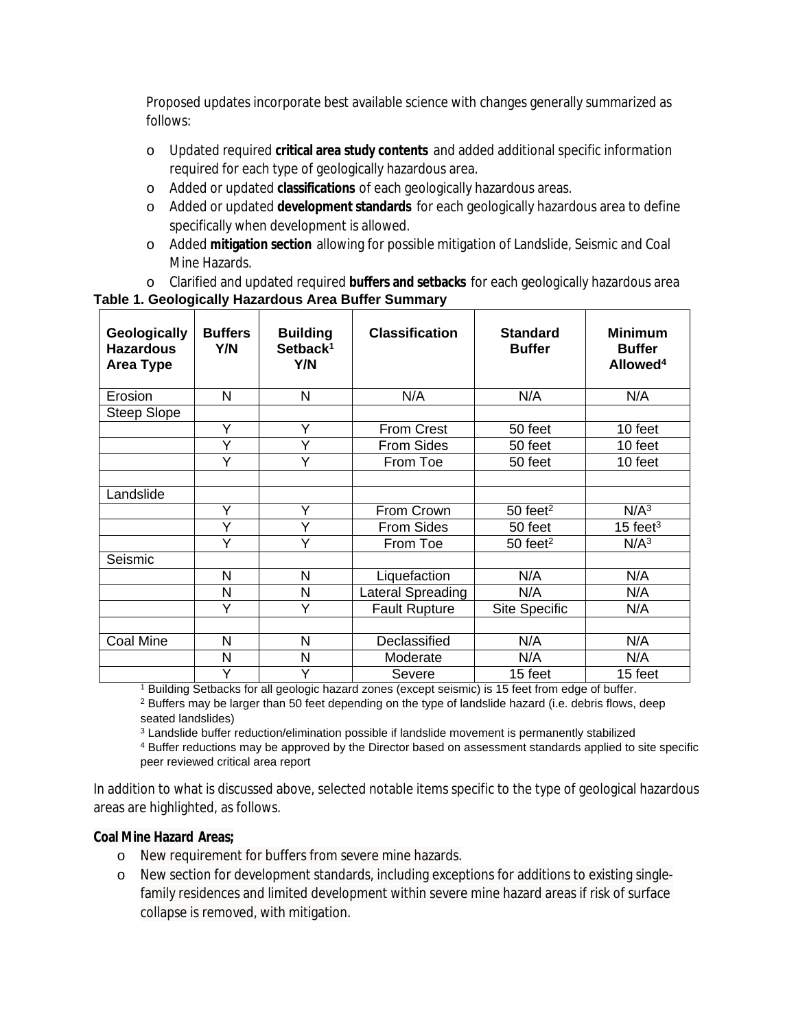Proposed updates incorporate best available science with changes generally summarized as follows:

- Updated required **critical area study contents** and added additional specific information required for each type of geologically hazardous area.
- Added or updated **classifications** of each geologically hazardous areas.
- Added or updated **development standards** for each geologically hazardous area to define specifically when development is allowed.
- Added **mitigation section** allowing for possible mitigation of Landslide, Seismic and Coal Mine Hazards.
- Clarified and updated required **buffers and setbacks** for each geologically hazardous area

**Table 1. Geologically Hazardous Area Buffer Summary**

| Geologically Hazardous Area Type | Buffers Y/N | Building Setback[1] Y/N | Classification | Standard Buffer | Minimum Buffer Allowed[4] |
|---|---|---|---|---|---|
| Erosion | N | N | N/A | N/A | N/A |
| Steep Slope | | | | | |
| | Y | Y | From Crest | 50 feet | 10 feet |
| | Y | Y | From Sides | 50 feet | 10 feet |
| | Y | Y | From Toe | 50 feet | 10 feet |
| | | | | | |
| Landslide | | | | | |
| | Y | Y | From Crown | 50 feet[2] | N/A[3] |
| | Y | Y | From Sides | 50 feet | 15 feet[3] |
| | Y | Y | From Toe | 50 feet[2] | N/A[3] |
| Seismic | | | | | |
| | N | N | Liquefaction | N/A | N/A |
| | N | N | Lateral Spreading | N/A | N/A |
| | Y | Y | Fault Rupture | Site Specific | N/A |
| | | | | | |
| Coal Mine | N | N | Declassified | N/A | N/A |
| | N | N | Moderate | N/A | N/A |
| | Y | Y | Severe | 15 feet | 15 feet |

[1] Building Setbacks for all geologic hazard zones (except seismic) is 15 feet from edge of buffer.
[2] Buffers may be larger than 50 feet depending on the type of landslide hazard (i.e. debris flows, deep seated landslides)
[3] Landslide buffer reduction/elimination possible if landslide movement is permanently stabilized
[4] Buffer reductions may be approved by the Director based on assessment standards applied to site specific peer reviewed critical area report

In addition to what is discussed above, selected notable items specific to the type of geological hazardous areas are highlighted, as follows.

**Coal Mine Hazard Areas;**

- New requirement for buffers from severe mine hazards.
- New section for development standards, including exceptions for additions to existing single-family residences and limited development within severe mine hazard areas if risk of surface collapse is removed, with mitigation.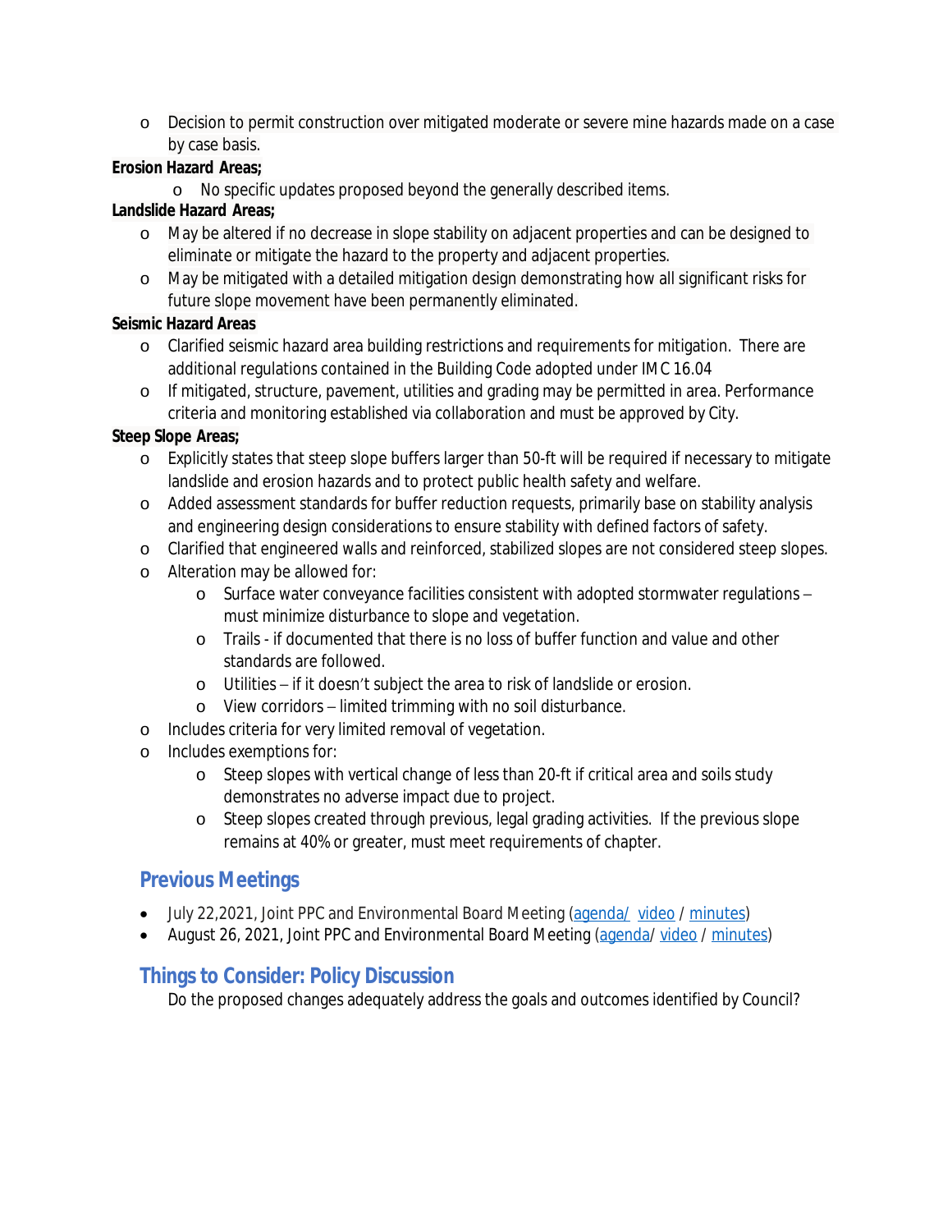- Decision to permit construction over mitigated moderate or severe mine hazards made on a case by case basis.

**Erosion Hazard Areas;**

- No specific updates proposed beyond the generally described items.

**Landslide Hazard Areas;**

- May be altered if no decrease in slope stability on adjacent properties and can be designed to eliminate or mitigate the hazard to the property and adjacent properties.
- May be mitigated with a detailed mitigation design demonstrating how all significant risks for future slope movement have been permanently eliminated.

**Seismic Hazard Areas**

- Clarified seismic hazard area building restrictions and requirements for mitigation. There are additional regulations contained in the Building Code adopted under IMC 16.04
- If mitigated, structure, pavement, utilities and grading may be permitted in area. Performance criteria and monitoring established via collaboration and must be approved by City.

**Steep Slope Areas;**

- Explicitly states that steep slope buffers larger than 50-ft will be required if necessary to mitigate landslide and erosion hazards and to protect public health safety and welfare.
- Added assessment standards for buffer reduction requests, primarily base on stability analysis and engineering design considerations to ensure stability with defined factors of safety.
- Clarified that engineered walls and reinforced, stabilized slopes are not considered steep slopes.
- Alteration may be allowed for:
  - Surface water conveyance facilities consistent with adopted stormwater regulations – must minimize disturbance to slope and vegetation.
  - Trails - if documented that there is no loss of buffer function and value and other standards are followed.
  - Utilities – if it doesn't subject the area to risk of landslide or erosion.
  - View corridors – limited trimming with no soil disturbance.
- Includes criteria for very limited removal of vegetation.
- Includes exemptions for:
  - Steep slopes with vertical change of less than 20-ft if critical area and soils study demonstrates no adverse impact due to project.
  - Steep slopes created through previous, legal grading activities. If the previous slope remains at 40% or greater, must meet requirements of chapter.

## Previous Meetings

- July 22,2021, Joint PPC and Environmental Board Meeting (agenda/ video / minutes)
- August 26, 2021, Joint PPC and Environmental Board Meeting (agenda/ video / minutes)

## Things to Consider: Policy Discussion

Do the proposed changes adequately address the goals and outcomes identified by Council?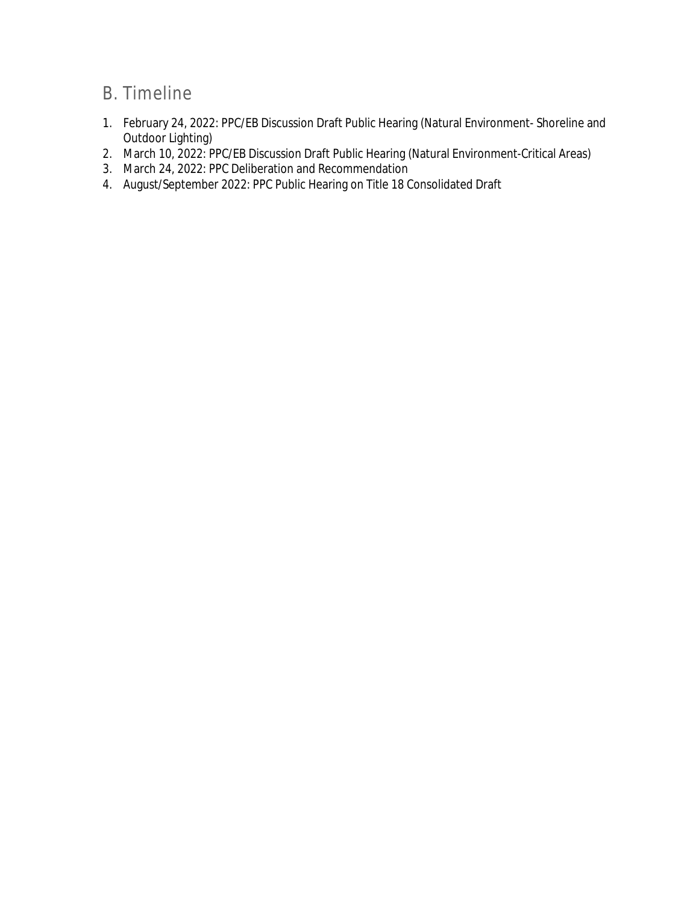## B. Timeline

1. February 24, 2022: PPC/EB Discussion Draft Public Hearing (Natural Environment- Shoreline and Outdoor Lighting)
2. March 10, 2022: PPC/EB Discussion Draft Public Hearing (Natural Environment-Critical Areas)
3. March 24, 2022: PPC Deliberation and Recommendation
4. August/September 2022: PPC Public Hearing on Title 18 Consolidated Draft